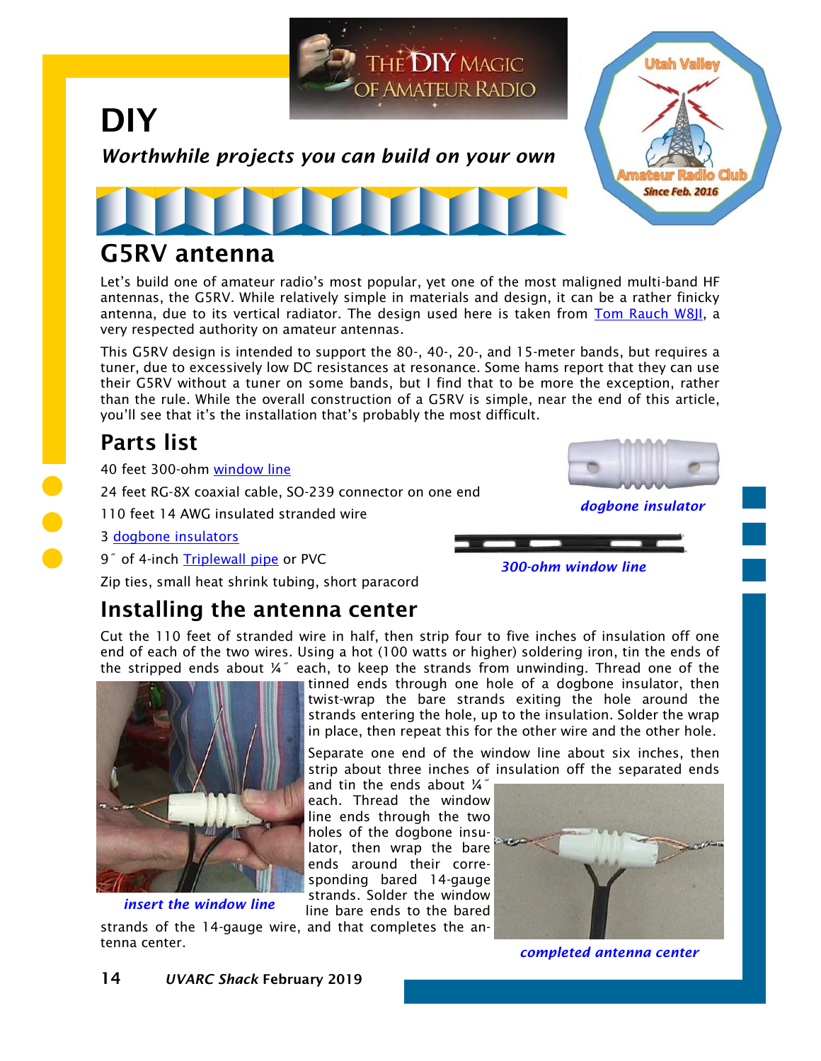# DIY

*Worthwhile projects you can build on your own*

## G5RV antenna

Let's build one of amateur radio's most popular, yet one of the most maligned multi-band HF antennas, the G5RV. While relatively simple in materials and design, it can be a rather finicky antenna, due to its vertical radiator. The design used here is taken from Tom Rauch W8JI, a very respected authority on amateur antennas.

This G5RV design is intended to support the 80-, 40-, 20-, and 15-meter bands, but requires a tuner, due to excessively low DC resistances at resonance. Some hams report that they can use their G5RV without a tuner on some bands, but I find that to be more the exception, rather than the rule. While the overall construction of a G5RV is simple, near the end of this article, you'll see that it's the installation that's probably the most difficult.

## Parts list

40 feet 300-ohm window line

24 feet RG-8X coaxial cable, SO-239 connector on one end

110 feet 14 AWG insulated stranded wire

3 dogbone insulators

9″ of 4-inch Triplewall pipe or PVC

Zip ties, small heat shrink tubing, short paracord

*dogbone insulator*

*300-ohm window line*

## Installing the antenna center

Cut the 110 feet of stranded wire in half, then strip four to five inches of insulation off one end of each of the two wires. Using a hot (100 watts or higher) soldering iron, tin the ends of the stripped ends about ¼″ each, to keep the strands from unwinding. Thread one of the tinned ends through one hole of a dogbone insulator, then twist-wrap the bare strands exiting the hole around the strands entering the hole, up to the insulation. Solder the wrap in place, then repeat this for the other wire and the other hole.

Separate one end of the window line about six inches, then strip about three inches of insulation off the separated ends and tin the ends about ¼″ each. Thread the window line ends through the two holes of the dogbone insulator, then wrap the bare ends around their corresponding bared 14-gauge strands. Solder the window line bare ends to the bared strands of the 14-gauge wire, and that completes the antenna center.

*insert the window line*

*completed antenna center*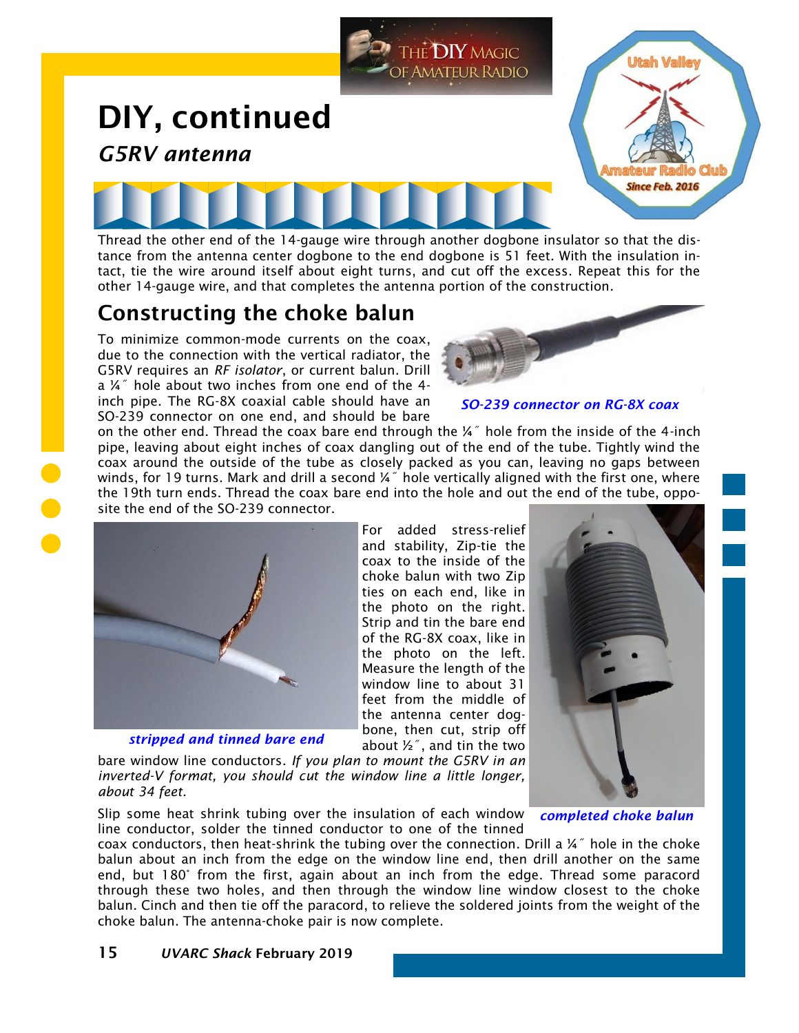# DIY, continued

## *G5RV antenna*

Thread the other end of the 14-gauge wire through another dogbone insulator so that the distance from the antenna center dogbone to the end dogbone is 51 feet. With the insulation intact, tie the wire around itself about eight turns, and cut off the excess. Repeat this for the other 14-gauge wire, and that completes the antenna portion of the construction.

## Constructing the choke balun

To minimize common-mode currents on the coax, due to the connection with the vertical radiator, the G5RV requires an *RF isolator*, or current balun. Drill a ¼˝ hole about two inches from one end of the 4-inch pipe. The RG-8X coaxial cable should have an SO-239 connector on one end, and should be bare on the other end. Thread the coax bare end through the ¼˝ hole from the inside of the 4-inch pipe, leaving about eight inches of coax dangling out of the end of the tube. Tightly wind the coax around the outside of the tube as closely packed as you can, leaving no gaps between winds, for 19 turns. Mark and drill a second ¼˝ hole vertically aligned with the first one, where the 19th turn ends. Thread the coax bare end into the hole and out the end of the tube, opposite the end of the SO-239 connector.

*SO-239 connector on RG-8X coax*

For added stress-relief and stability, Zip-tie the coax to the inside of the choke balun with two Zip ties on each end, like in the photo on the right. Strip and tin the bare end of the RG-8X coax, like in the photo on the left. Measure the length of the window line to about 31 feet from the middle of the antenna center dogbone, then cut, strip off about ½˝, and tin the two bare window line conductors. *If you plan to mount the G5RV in an inverted-V format, you should cut the window line a little longer, about 34 feet.*

*stripped and tinned bare end*

Slip some heat shrink tubing over the insulation of each window line conductor, solder the tinned conductor to one of the tinned coax conductors, then heat-shrink the tubing over the connection. Drill a ¼˝ hole in the choke balun about an inch from the edge on the window line end, then drill another on the same end, but 180˚ from the first, again about an inch from the edge. Thread some paracord through these two holes, and then through the window line window closest to the choke balun. Cinch and then tie off the paracord, to relieve the soldered joints from the weight of the choke balun. The antenna-choke pair is now complete.

*completed choke balun*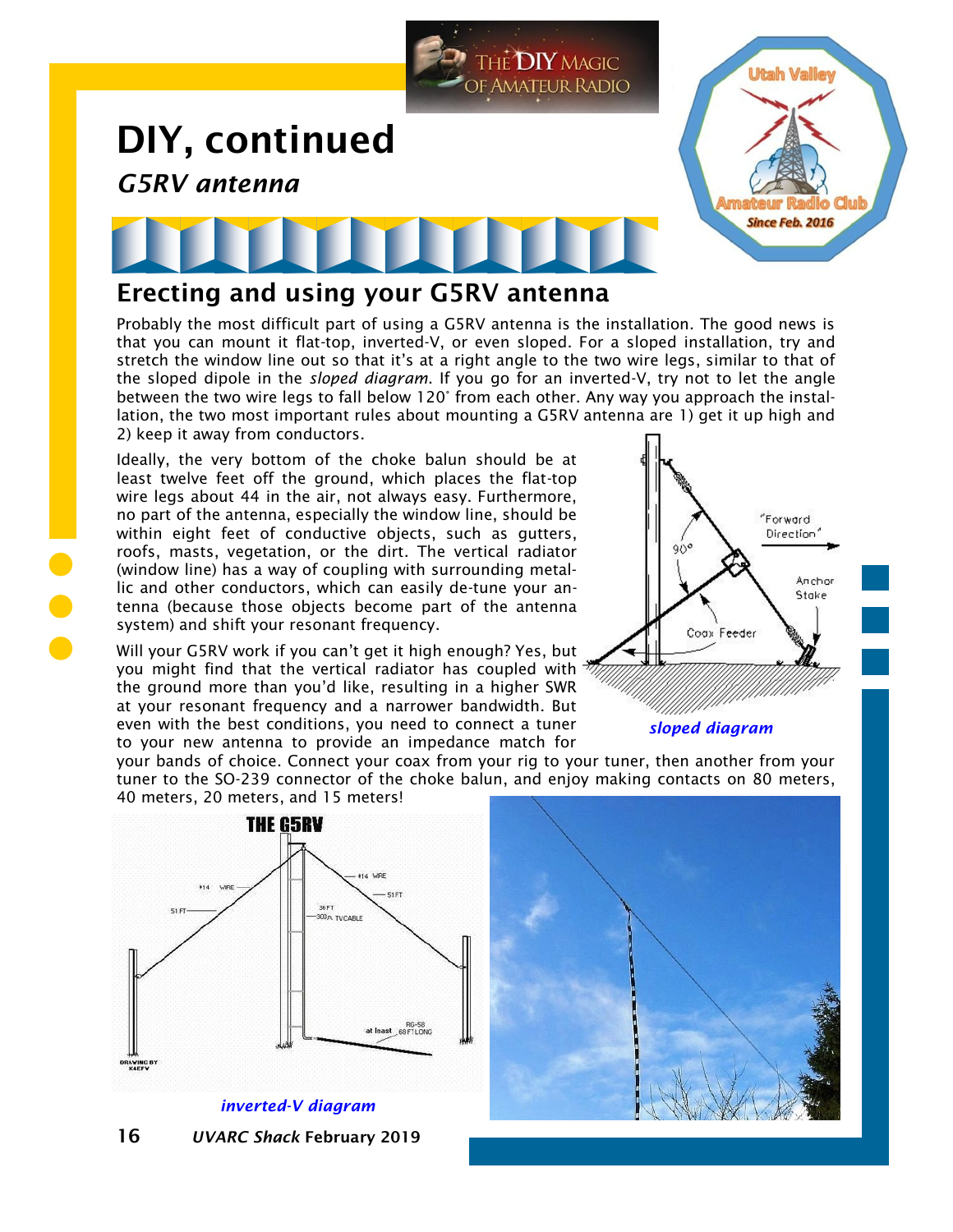# DIY, continued

*G5RV antenna*

## Erecting and using your G5RV antenna

Probably the most difficult part of using a G5RV antenna is the installation. The good news is that you can mount it flat-top, inverted-V, or even sloped. For a sloped installation, try and stretch the window line out so that it's at a right angle to the two wire legs, similar to that of the sloped dipole in the *sloped diagram*. If you go for an inverted-V, try not to let the angle between the two wire legs to fall below 120˚ from each other. Any way you approach the installation, the two most important rules about mounting a G5RV antenna are 1) get it up high and 2) keep it away from conductors.

Ideally, the very bottom of the choke balun should be at least twelve feet off the ground, which places the flat-top wire legs about 44 in the air, not always easy. Furthermore, no part of the antenna, especially the window line, should be within eight feet of conductive objects, such as gutters, roofs, masts, vegetation, or the dirt. The vertical radiator (window line) has a way of coupling with surrounding metallic and other conductors, which can easily de-tune your antenna (because those objects become part of the antenna system) and shift your resonant frequency.

Will your G5RV work if you can't get it high enough? Yes, but you might find that the vertical radiator has coupled with the ground more than you'd like, resulting in a higher SWR at your resonant frequency and a narrower bandwidth. But even with the best conditions, you need to connect a tuner to your new antenna to provide an impedance match for your bands of choice. Connect your coax from your rig to your tuner, then another from your tuner to the SO-239 connector of the choke balun, and enjoy making contacts on 80 meters, 40 meters, 20 meters, and 15 meters!

"Forward Direction"
90°
Anchor Stake
Coax Feeder

*sloped diagram*

THE G5RV
#14 WIRE
51 FT
#14 WIRE
51 FT
36 FT
300Ω TV CABLE
at least
RG-58
68 FT LONG
DRAWING BY
K4EFV

*inverted-V diagram*